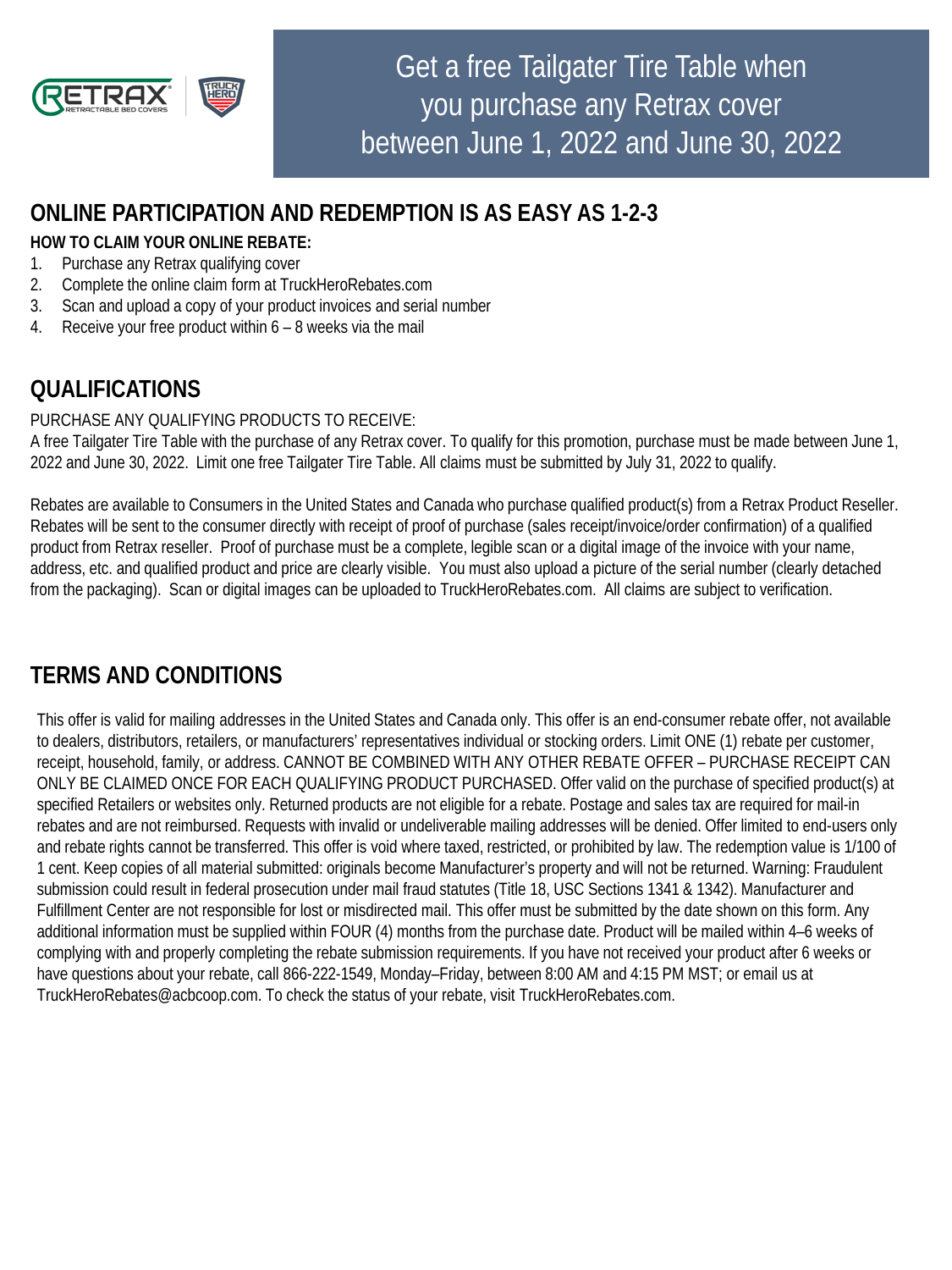# Get a free Tailgater Tire Table when you purchase any Retrax cover between June 1, 2022 and June 30, 2022

## ONLINE PARTICIPATION AND REDEMPTION IS AS EASY AS 1-2-3

**HOW TO CLAIM YOUR ONLINE REBATE:**

1. Purchase any Retrax qualifying cover
2. Complete the online claim form at TruckHeroRebates.com
3. Scan and upload a copy of your product invoices and serial number
4. Receive your free product within 6 – 8 weeks via the mail

## QUALIFICATIONS

PURCHASE ANY QUALIFYING PRODUCTS TO RECEIVE:
A free Tailgater Tire Table with the purchase of any Retrax cover. To qualify for this promotion, purchase must be made between June 1, 2022 and June 30, 2022. Limit one free Tailgater Tire Table. All claims must be submitted by July 31, 2022 to qualify.

Rebates are available to Consumers in the United States and Canada who purchase qualified product(s) from a Retrax Product Reseller. Rebates will be sent to the consumer directly with receipt of proof of purchase (sales receipt/invoice/order confirmation) of a qualified product from Retrax reseller. Proof of purchase must be a complete, legible scan or a digital image of the invoice with your name, address, etc. and qualified product and price are clearly visible. You must also upload a picture of the serial number (clearly detached from the packaging). Scan or digital images can be uploaded to TruckHeroRebates.com. All claims are subject to verification.

## TERMS AND CONDITIONS

This offer is valid for mailing addresses in the United States and Canada only. This offer is an end-consumer rebate offer, not available to dealers, distributors, retailers, or manufacturers' representatives individual or stocking orders. Limit ONE (1) rebate per customer, receipt, household, family, or address. CANNOT BE COMBINED WITH ANY OTHER REBATE OFFER – PURCHASE RECEIPT CAN ONLY BE CLAIMED ONCE FOR EACH QUALIFYING PRODUCT PURCHASED. Offer valid on the purchase of specified product(s) at specified Retailers or websites only. Returned products are not eligible for a rebate. Postage and sales tax are required for mail-in rebates and are not reimbursed. Requests with invalid or undeliverable mailing addresses will be denied. Offer limited to end-users only and rebate rights cannot be transferred. This offer is void where taxed, restricted, or prohibited by law. The redemption value is 1/100 of 1 cent. Keep copies of all material submitted: originals become Manufacturer's property and will not be returned. Warning: Fraudulent submission could result in federal prosecution under mail fraud statutes (Title 18, USC Sections 1341 & 1342). Manufacturer and Fulfillment Center are not responsible for lost or misdirected mail. This offer must be submitted by the date shown on this form. Any additional information must be supplied within FOUR (4) months from the purchase date. Product will be mailed within 4–6 weeks of complying with and properly completing the rebate submission requirements. If you have not received your product after 6 weeks or have questions about your rebate, call 866-222-1549, Monday–Friday, between 8:00 AM and 4:15 PM MST; or email us at TruckHeroRebates@acbcoop.com. To check the status of your rebate, visit TruckHeroRebates.com.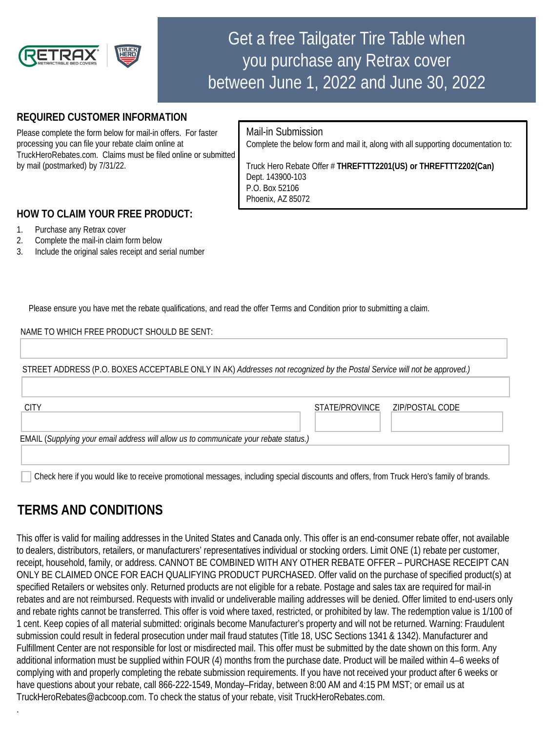# Get a free Tailgater Tire Table when you purchase any Retrax cover between June 1, 2022 and June 30, 2022

## REQUIRED CUSTOMER INFORMATION

Please complete the form below for mail-in offers. For faster processing you can file your rebate claim online at TruckHeroRebates.com. Claims must be filed online or submitted by mail (postmarked) by 7/31/22.

**Mail-in Submission**

Complete the below form and mail it, along with all supporting documentation to:

Truck Hero Rebate Offer # **THREFTTT2201(US) or THREFTTT2202(Can)**
Dept. 143900-103
P.O. Box 52106
Phoenix, AZ 85072

## HOW TO CLAIM YOUR FREE PRODUCT:

1. Purchase any Retrax cover
2. Complete the mail-in claim form below
3. Include the original sales receipt and serial number

Please ensure you have met the rebate qualifications, and read the offer Terms and Condition prior to submitting a claim.

NAME TO WHICH FREE PRODUCT SHOULD BE SENT:

STREET ADDRESS (P.O. BOXES ACCEPTABLE ONLY IN AK) *Addresses not recognized by the Postal Service will not be approved.)*

CITY

STATE/PROVINCE

ZIP/POSTAL CODE

EMAIL (*Supplying your email address will allow us to communicate your rebate status.*)

☐ Check here if you would like to receive promotional messages, including special discounts and offers, from Truck Hero's family of brands.

## TERMS AND CONDITIONS

This offer is valid for mailing addresses in the United States and Canada only. This offer is an end-consumer rebate offer, not available to dealers, distributors, retailers, or manufacturers' representatives individual or stocking orders. Limit ONE (1) rebate per customer, receipt, household, family, or address. CANNOT BE COMBINED WITH ANY OTHER REBATE OFFER – PURCHASE RECEIPT CAN ONLY BE CLAIMED ONCE FOR EACH QUALIFYING PRODUCT PURCHASED. Offer valid on the purchase of specified product(s) at specified Retailers or websites only. Returned products are not eligible for a rebate. Postage and sales tax are required for mail-in rebates and are not reimbursed. Requests with invalid or undeliverable mailing addresses will be denied. Offer limited to end-users only and rebate rights cannot be transferred. This offer is void where taxed, restricted, or prohibited by law. The redemption value is 1/100 of 1 cent. Keep copies of all material submitted: originals become Manufacturer's property and will not be returned. Warning: Fraudulent submission could result in federal prosecution under mail fraud statutes (Title 18, USC Sections 1341 & 1342). Manufacturer and Fulfillment Center are not responsible for lost or misdirected mail. This offer must be submitted by the date shown on this form. Any additional information must be supplied within FOUR (4) months from the purchase date. Product will be mailed within 4–6 weeks of complying with and properly completing the rebate submission requirements. If you have not received your product after 6 weeks or have questions about your rebate, call 866-222-1549, Monday–Friday, between 8:00 AM and 4:15 PM MST; or email us at TruckHeroRebates@acbcoop.com. To check the status of your rebate, visit TruckHeroRebates.com.